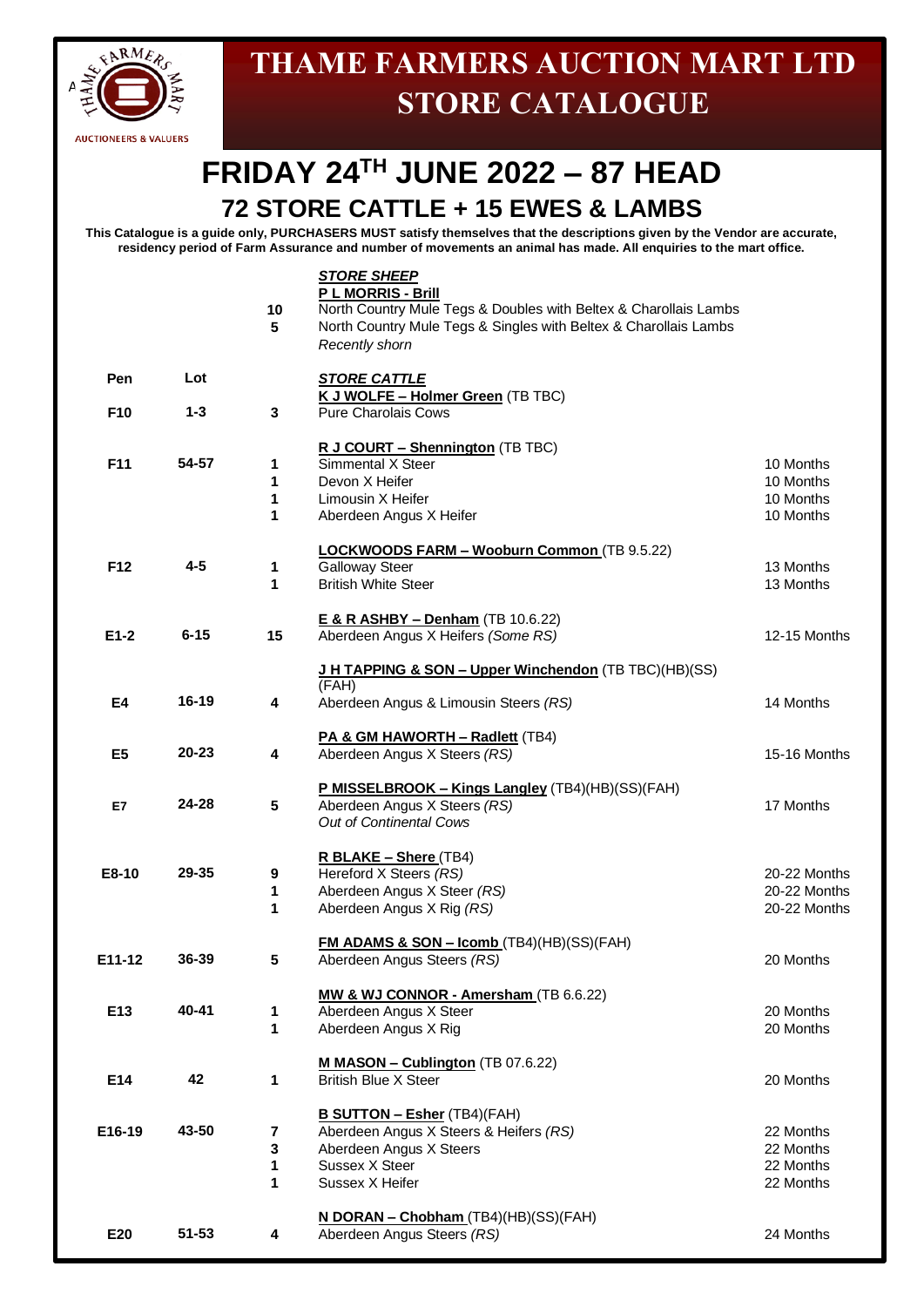# THAME FARMERS AUCTION MART LTD
# STORE CATALOGUE

AUCTIONEERS & VALUERS

## FRIDAY 24TH JUNE 2022 – 87 HEAD
## 72 STORE CATTLE + 15 EWES & LAMBS

**This Catalogue is a guide only, PURCHASERS MUST satisfy themselves that the descriptions given by the Vendor are accurate, residency period of Farm Assurance and number of movements an animal has made. All enquiries to the mart office.**

| Pen | Lot | No. | Description | Age |
|---|---|---|---|---|
| | | | ***STORE SHEEP*** | |
| | | | **P L MORRIS - Brill** | |
| | | 10 | North Country Mule Tegs & Doubles with Beltex & Charollais Lambs | |
| | | 5 | North Country Mule Tegs & Singles with Beltex & Charollais Lambs | |
| | | | *Recently shorn* | |
| | | | ***STORE CATTLE*** | |
| | | | **K J WOLFE – Holmer Green** (TB TBC) | |
| F10 | 1-3 | 3 | Pure Charolais Cows | |
| | | | **R J COURT – Shennington** (TB TBC) | |
| F11 | 54-57 | 1 | Simmental X Steer | 10 Months |
| | | 1 | Devon X Heifer | 10 Months |
| | | 1 | Limousin X Heifer | 10 Months |
| | | 1 | Aberdeen Angus X Heifer | 10 Months |
| | | | **LOCKWOODS FARM – Wooburn Common** (TB 9.5.22) | |
| F12 | 4-5 | 1 | Galloway Steer | 13 Months |
| | | 1 | British White Steer | 13 Months |
| | | | **E & R ASHBY – Denham** (TB 10.6.22) | |
| E1-2 | 6-15 | 15 | Aberdeen Angus X Heifers *(Some RS)* | 12-15 Months |
| | | | **J H TAPPING & SON – Upper Winchendon** (TB TBC)(HB)(SS)(FAH) | |
| E4 | 16-19 | 4 | Aberdeen Angus & Limousin Steers *(RS)* | 14 Months |
| | | | **PA & GM HAWORTH – Radlett** (TB4) | |
| E5 | 20-23 | 4 | Aberdeen Angus X Steers *(RS)* | 15-16 Months |
| | | | **P MISSELBROOK – Kings Langley** (TB4)(HB)(SS)(FAH) | |
| E7 | 24-28 | 5 | Aberdeen Angus X Steers *(RS)* | 17 Months |
| | | | *Out of Continental Cows* | |
| | | | **R BLAKE – Shere** (TB4) | |
| E8-10 | 29-35 | 9 | Hereford X Steers *(RS)* | 20-22 Months |
| | | 1 | Aberdeen Angus X Steer *(RS)* | 20-22 Months |
| | | 1 | Aberdeen Angus X Rig *(RS)* | 20-22 Months |
| | | | **FM ADAMS & SON – Icomb** (TB4)(HB)(SS)(FAH) | |
| E11-12 | 36-39 | 5 | Aberdeen Angus Steers *(RS)* | 20 Months |
| | | | **MW & WJ CONNOR - Amersham** (TB 6.6.22) | |
| E13 | 40-41 | 1 | Aberdeen Angus X Steer | 20 Months |
| | | 1 | Aberdeen Angus X Rig | 20 Months |
| | | | **M MASON – Cublington** (TB 07.6.22) | |
| E14 | 42 | 1 | British Blue X Steer | 20 Months |
| | | | **B SUTTON – Esher** (TB4)(FAH) | |
| E16-19 | 43-50 | 7 | Aberdeen Angus X Steers & Heifers *(RS)* | 22 Months |
| | | 3 | Aberdeen Angus X Steers | 22 Months |
| | | 1 | Sussex X Steer | 22 Months |
| | | 1 | Sussex X Heifer | 22 Months |
| | | | **N DORAN – Chobham** (TB4)(HB)(SS)(FAH) | |
| E20 | 51-53 | 4 | Aberdeen Angus Steers *(RS)* | 24 Months |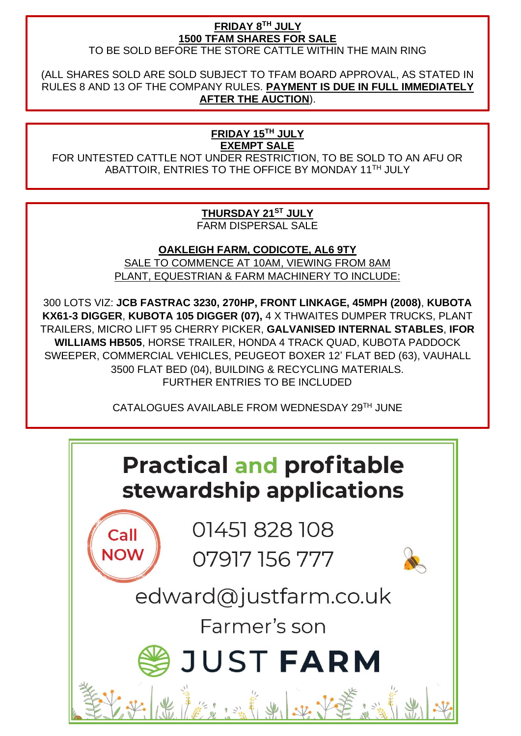**FRIDAY 8TH JULY**

**1500 TFAM SHARES FOR SALE**

TO BE SOLD BEFORE THE STORE CATTLE WITHIN THE MAIN RING

(ALL SHARES SOLD ARE SOLD SUBJECT TO TFAM BOARD APPROVAL, AS STATED IN RULES 8 AND 13 OF THE COMPANY RULES. **PAYMENT IS DUE IN FULL IMMEDIATELY AFTER THE AUCTION**).

**FRIDAY 15TH JULY**

**EXEMPT SALE**

FOR UNTESTED CATTLE NOT UNDER RESTRICTION, TO BE SOLD TO AN AFU OR ABATTOIR, ENTRIES TO THE OFFICE BY MONDAY 11TH JULY

**THURSDAY 21ST JULY**

FARM DISPERSAL SALE

**OAKLEIGH FARM, CODICOTE, AL6 9TY**

SALE TO COMMENCE AT 10AM, VIEWING FROM 8AM

PLANT, EQUESTRIAN & FARM MACHINERY TO INCLUDE:

300 LOTS VIZ: **JCB FASTRAC 3230, 270HP, FRONT LINKAGE, 45MPH (2008)**, **KUBOTA KX61-3 DIGGER**, **KUBOTA 105 DIGGER (07),** 4 X THWAITES DUMPER TRUCKS, PLANT TRAILERS, MICRO LIFT 95 CHERRY PICKER, **GALVANISED INTERNAL STABLES**, **IFOR WILLIAMS HB505**, HORSE TRAILER, HONDA 4 TRACK QUAD, KUBOTA PADDOCK SWEEPER, COMMERCIAL VEHICLES, PEUGEOT BOXER 12' FLAT BED (63), VAUHALL 3500 FLAT BED (04), BUILDING & RECYCLING MATERIALS.
FURTHER ENTRIES TO BE INCLUDED

CATALOGUES AVAILABLE FROM WEDNESDAY 29TH JUNE

## Practical and profitable stewardship applications

Call NOW

01451 828 108

07917 156 777

edward@justfarm.co.uk

Farmer's son

JUST FARM